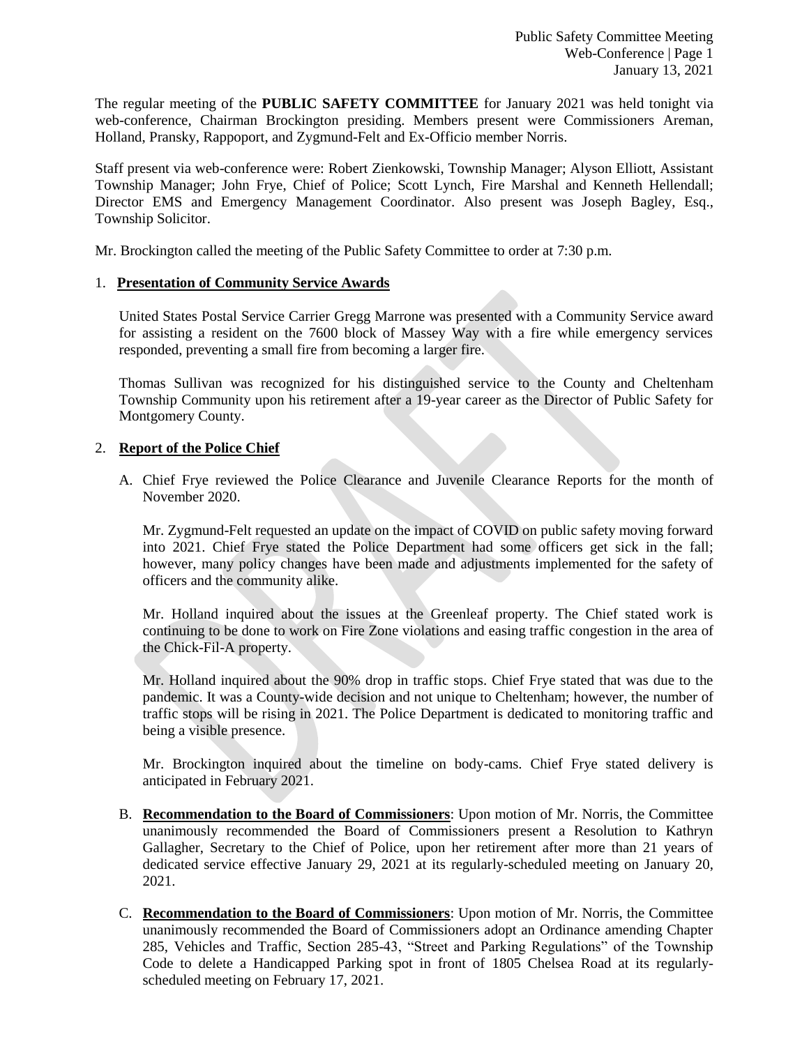The regular meeting of the **PUBLIC SAFETY COMMITTEE** for January 2021 was held tonight via web-conference, Chairman Brockington presiding. Members present were Commissioners Areman, Holland, Pransky, Rappoport, and Zygmund-Felt and Ex-Officio member Norris.

Staff present via web-conference were: Robert Zienkowski, Township Manager; Alyson Elliott, Assistant Township Manager; John Frye, Chief of Police; Scott Lynch, Fire Marshal and Kenneth Hellendall; Director EMS and Emergency Management Coordinator. Also present was Joseph Bagley, Esq., Township Solicitor.

Mr. Brockington called the meeting of the Public Safety Committee to order at 7:30 p.m.

1. **Presentation of Community Service Awards**

   United States Postal Service Carrier Gregg Marrone was presented with a Community Service award for assisting a resident on the 7600 block of Massey Way with a fire while emergency services responded, preventing a small fire from becoming a larger fire.

   Thomas Sullivan was recognized for his distinguished service to the County and Cheltenham Township Community upon his retirement after a 19-year career as the Director of Public Safety for Montgomery County.

2. **Report of the Police Chief**

   A. Chief Frye reviewed the Police Clearance and Juvenile Clearance Reports for the month of November 2020.

   Mr. Zygmund-Felt requested an update on the impact of COVID on public safety moving forward into 2021. Chief Frye stated the Police Department had some officers get sick in the fall; however, many policy changes have been made and adjustments implemented for the safety of officers and the community alike.

   Mr. Holland inquired about the issues at the Greenleaf property. The Chief stated work is continuing to be done to work on Fire Zone violations and easing traffic congestion in the area of the Chick-Fil-A property.

   Mr. Holland inquired about the 90% drop in traffic stops. Chief Frye stated that was due to the pandemic. It was a County-wide decision and not unique to Cheltenham; however, the number of traffic stops will be rising in 2021. The Police Department is dedicated to monitoring traffic and being a visible presence.

   Mr. Brockington inquired about the timeline on body-cams. Chief Frye stated delivery is anticipated in February 2021.

   B. **Recommendation to the Board of Commissioners**: Upon motion of Mr. Norris, the Committee unanimously recommended the Board of Commissioners present a Resolution to Kathryn Gallagher, Secretary to the Chief of Police, upon her retirement after more than 21 years of dedicated service effective January 29, 2021 at its regularly-scheduled meeting on January 20, 2021.

   C. **Recommendation to the Board of Commissioners**: Upon motion of Mr. Norris, the Committee unanimously recommended the Board of Commissioners adopt an Ordinance amending Chapter 285, Vehicles and Traffic, Section 285-43, "Street and Parking Regulations" of the Township Code to delete a Handicapped Parking spot in front of 1805 Chelsea Road at its regularly-scheduled meeting on February 17, 2021.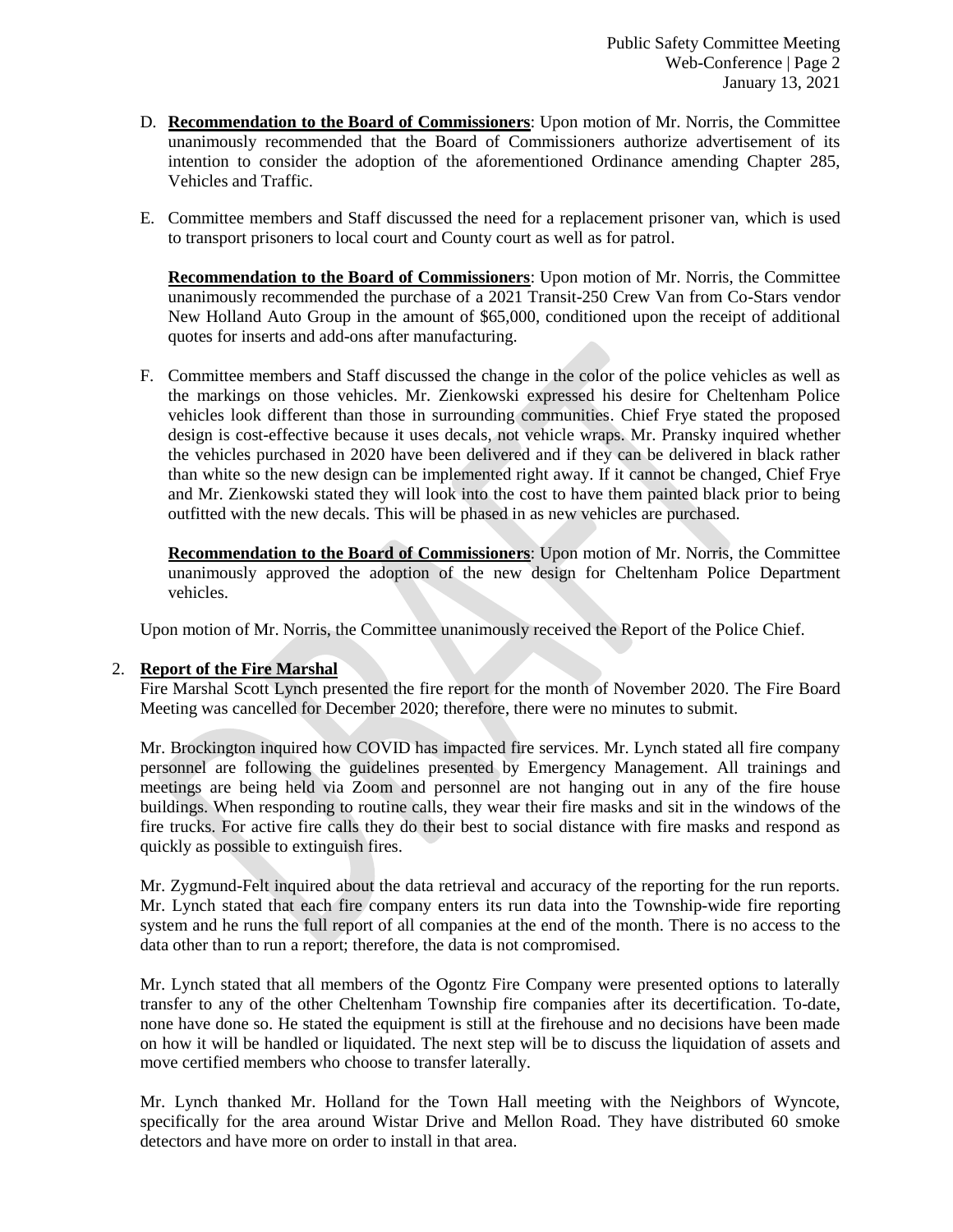D. **Recommendation to the Board of Commissioners**: Upon motion of Mr. Norris, the Committee unanimously recommended that the Board of Commissioners authorize advertisement of its intention to consider the adoption of the aforementioned Ordinance amending Chapter 285, Vehicles and Traffic.

E. Committee members and Staff discussed the need for a replacement prisoner van, which is used to transport prisoners to local court and County court as well as for patrol.

   **Recommendation to the Board of Commissioners**: Upon motion of Mr. Norris, the Committee unanimously recommended the purchase of a 2021 Transit-250 Crew Van from Co-Stars vendor New Holland Auto Group in the amount of $65,000, conditioned upon the receipt of additional quotes for inserts and add-ons after manufacturing.

F. Committee members and Staff discussed the change in the color of the police vehicles as well as the markings on those vehicles. Mr. Zienkowski expressed his desire for Cheltenham Police vehicles look different than those in surrounding communities. Chief Frye stated the proposed design is cost-effective because it uses decals, not vehicle wraps. Mr. Pransky inquired whether the vehicles purchased in 2020 have been delivered and if they can be delivered in black rather than white so the new design can be implemented right away. If it cannot be changed, Chief Frye and Mr. Zienkowski stated they will look into the cost to have them painted black prior to being outfitted with the new decals. This will be phased in as new vehicles are purchased.

   **Recommendation to the Board of Commissioners**: Upon motion of Mr. Norris, the Committee unanimously approved the adoption of the new design for Cheltenham Police Department vehicles.

Upon motion of Mr. Norris, the Committee unanimously received the Report of the Police Chief.

2. **Report of the Fire Marshal**

Fire Marshal Scott Lynch presented the fire report for the month of November 2020. The Fire Board Meeting was cancelled for December 2020; therefore, there were no minutes to submit.

Mr. Brockington inquired how COVID has impacted fire services. Mr. Lynch stated all fire company personnel are following the guidelines presented by Emergency Management. All trainings and meetings are being held via Zoom and personnel are not hanging out in any of the fire house buildings. When responding to routine calls, they wear their fire masks and sit in the windows of the fire trucks. For active fire calls they do their best to social distance with fire masks and respond as quickly as possible to extinguish fires.

Mr. Zygmund-Felt inquired about the data retrieval and accuracy of the reporting for the run reports. Mr. Lynch stated that each fire company enters its run data into the Township-wide fire reporting system and he runs the full report of all companies at the end of the month. There is no access to the data other than to run a report; therefore, the data is not compromised.

Mr. Lynch stated that all members of the Ogontz Fire Company were presented options to laterally transfer to any of the other Cheltenham Township fire companies after its decertification. To-date, none have done so. He stated the equipment is still at the firehouse and no decisions have been made on how it will be handled or liquidated. The next step will be to discuss the liquidation of assets and move certified members who choose to transfer laterally.

Mr. Lynch thanked Mr. Holland for the Town Hall meeting with the Neighbors of Wyncote, specifically for the area around Wistar Drive and Mellon Road. They have distributed 60 smoke detectors and have more on order to install in that area.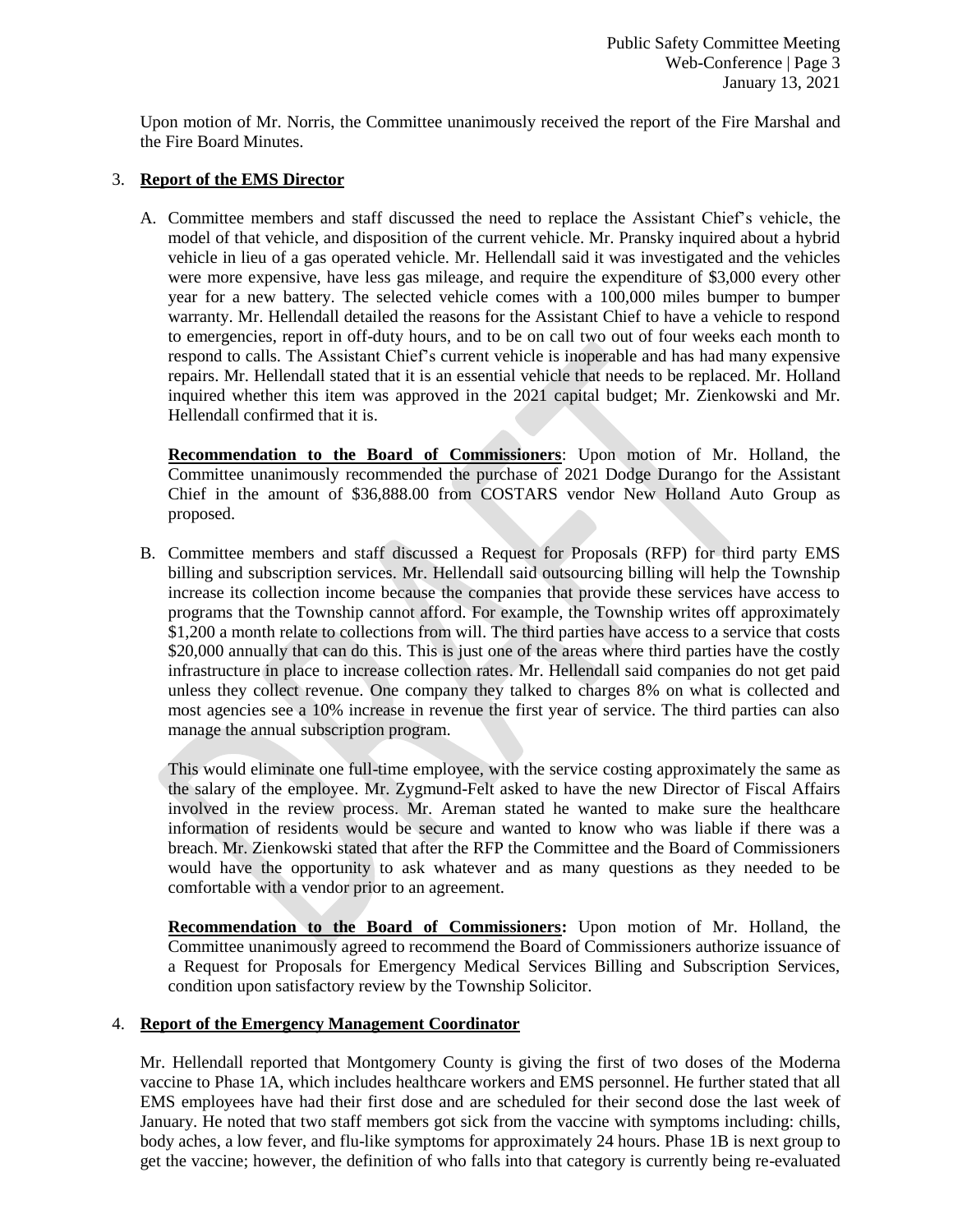Upon motion of Mr. Norris, the Committee unanimously received the report of the Fire Marshal and the Fire Board Minutes.

3. **Report of the EMS Director**

A. Committee members and staff discussed the need to replace the Assistant Chief's vehicle, the model of that vehicle, and disposition of the current vehicle. Mr. Pransky inquired about a hybrid vehicle in lieu of a gas operated vehicle. Mr. Hellendall said it was investigated and the vehicles were more expensive, have less gas mileage, and require the expenditure of $3,000 every other year for a new battery. The selected vehicle comes with a 100,000 miles bumper to bumper warranty. Mr. Hellendall detailed the reasons for the Assistant Chief to have a vehicle to respond to emergencies, report in off-duty hours, and to be on call two out of four weeks each month to respond to calls. The Assistant Chief's current vehicle is inoperable and has had many expensive repairs. Mr. Hellendall stated that it is an essential vehicle that needs to be replaced. Mr. Holland inquired whether this item was approved in the 2021 capital budget; Mr. Zienkowski and Mr. Hellendall confirmed that it is.

**Recommendation to the Board of Commissioners**: Upon motion of Mr. Holland, the Committee unanimously recommended the purchase of 2021 Dodge Durango for the Assistant Chief in the amount of $36,888.00 from COSTARS vendor New Holland Auto Group as proposed.

B. Committee members and staff discussed a Request for Proposals (RFP) for third party EMS billing and subscription services. Mr. Hellendall said outsourcing billing will help the Township increase its collection income because the companies that provide these services have access to programs that the Township cannot afford. For example, the Township writes off approximately $1,200 a month relate to collections from will. The third parties have access to a service that costs $20,000 annually that can do this. This is just one of the areas where third parties have the costly infrastructure in place to increase collection rates. Mr. Hellendall said companies do not get paid unless they collect revenue. One company they talked to charges 8% on what is collected and most agencies see a 10% increase in revenue the first year of service. The third parties can also manage the annual subscription program.

This would eliminate one full-time employee, with the service costing approximately the same as the salary of the employee. Mr. Zygmund-Felt asked to have the new Director of Fiscal Affairs involved in the review process. Mr. Areman stated he wanted to make sure the healthcare information of residents would be secure and wanted to know who was liable if there was a breach. Mr. Zienkowski stated that after the RFP the Committee and the Board of Commissioners would have the opportunity to ask whatever and as many questions as they needed to be comfortable with a vendor prior to an agreement.

**Recommendation to the Board of Commissioners:** Upon motion of Mr. Holland, the Committee unanimously agreed to recommend the Board of Commissioners authorize issuance of a Request for Proposals for Emergency Medical Services Billing and Subscription Services, condition upon satisfactory review by the Township Solicitor.

4. **Report of the Emergency Management Coordinator**

Mr. Hellendall reported that Montgomery County is giving the first of two doses of the Moderna vaccine to Phase 1A, which includes healthcare workers and EMS personnel. He further stated that all EMS employees have had their first dose and are scheduled for their second dose the last week of January. He noted that two staff members got sick from the vaccine with symptoms including: chills, body aches, a low fever, and flu-like symptoms for approximately 24 hours. Phase 1B is next group to get the vaccine; however, the definition of who falls into that category is currently being re-evaluated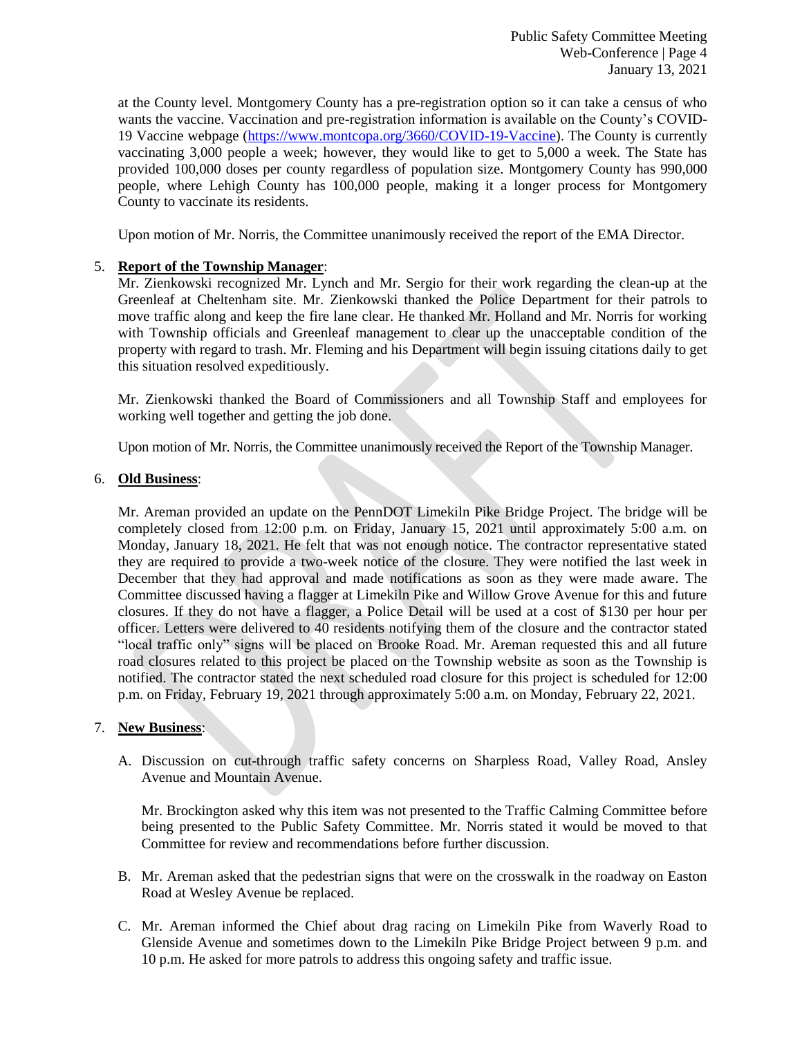at the County level. Montgomery County has a pre-registration option so it can take a census of who wants the vaccine. Vaccination and pre-registration information is available on the County's COVID-19 Vaccine webpage (https://www.montcopa.org/3660/COVID-19-Vaccine). The County is currently vaccinating 3,000 people a week; however, they would like to get to 5,000 a week. The State has provided 100,000 doses per county regardless of population size. Montgomery County has 990,000 people, where Lehigh County has 100,000 people, making it a longer process for Montgomery County to vaccinate its residents.

Upon motion of Mr. Norris, the Committee unanimously received the report of the EMA Director.

5. **Report of the Township Manager**:

   Mr. Zienkowski recognized Mr. Lynch and Mr. Sergio for their work regarding the clean-up at the Greenleaf at Cheltenham site. Mr. Zienkowski thanked the Police Department for their patrols to move traffic along and keep the fire lane clear. He thanked Mr. Holland and Mr. Norris for working with Township officials and Greenleaf management to clear up the unacceptable condition of the property with regard to trash. Mr. Fleming and his Department will begin issuing citations daily to get this situation resolved expeditiously.

   Mr. Zienkowski thanked the Board of Commissioners and all Township Staff and employees for working well together and getting the job done.

   Upon motion of Mr. Norris, the Committee unanimously received the Report of the Township Manager.

6. **Old Business**:

   Mr. Areman provided an update on the PennDOT Limekiln Pike Bridge Project. The bridge will be completely closed from 12:00 p.m. on Friday, January 15, 2021 until approximately 5:00 a.m. on Monday, January 18, 2021. He felt that was not enough notice. The contractor representative stated they are required to provide a two-week notice of the closure. They were notified the last week in December that they had approval and made notifications as soon as they were made aware. The Committee discussed having a flagger at Limekiln Pike and Willow Grove Avenue for this and future closures. If they do not have a flagger, a Police Detail will be used at a cost of $130 per hour per officer. Letters were delivered to 40 residents notifying them of the closure and the contractor stated "local traffic only" signs will be placed on Brooke Road. Mr. Areman requested this and all future road closures related to this project be placed on the Township website as soon as the Township is notified. The contractor stated the next scheduled road closure for this project is scheduled for 12:00 p.m. on Friday, February 19, 2021 through approximately 5:00 a.m. on Monday, February 22, 2021.

7. **New Business**:

   A. Discussion on cut-through traffic safety concerns on Sharpless Road, Valley Road, Ansley Avenue and Mountain Avenue.

      Mr. Brockington asked why this item was not presented to the Traffic Calming Committee before being presented to the Public Safety Committee. Mr. Norris stated it would be moved to that Committee for review and recommendations before further discussion.

   B. Mr. Areman asked that the pedestrian signs that were on the crosswalk in the roadway on Easton Road at Wesley Avenue be replaced.

   C. Mr. Areman informed the Chief about drag racing on Limekiln Pike from Waverly Road to Glenside Avenue and sometimes down to the Limekiln Pike Bridge Project between 9 p.m. and 10 p.m. He asked for more patrols to address this ongoing safety and traffic issue.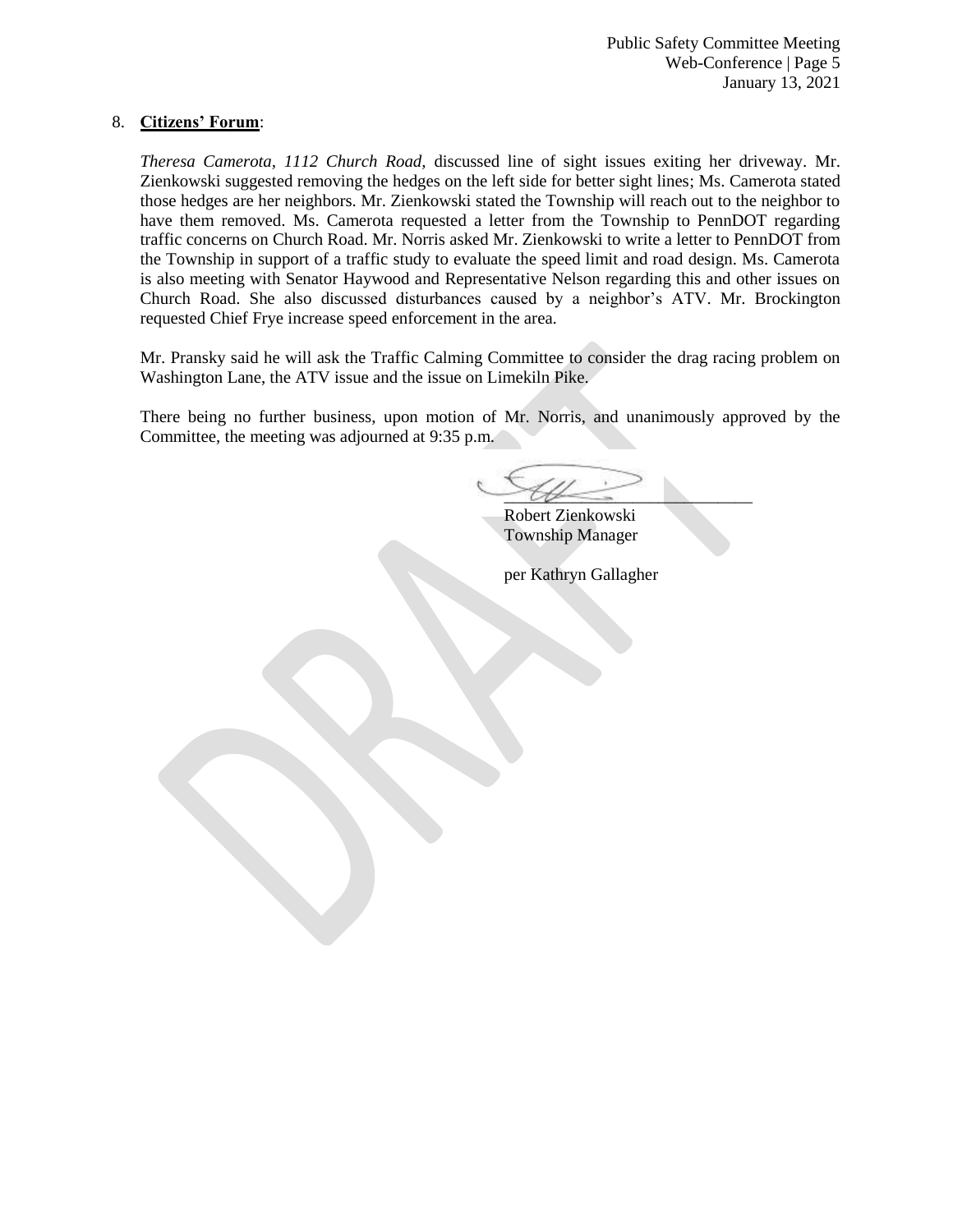8. **Citizens' Forum**:

*Theresa Camerota, 1112 Church Road,* discussed line of sight issues exiting her driveway. Mr. Zienkowski suggested removing the hedges on the left side for better sight lines; Ms. Camerota stated those hedges are her neighbors. Mr. Zienkowski stated the Township will reach out to the neighbor to have them removed. Ms. Camerota requested a letter from the Township to PennDOT regarding traffic concerns on Church Road. Mr. Norris asked Mr. Zienkowski to write a letter to PennDOT from the Township in support of a traffic study to evaluate the speed limit and road design. Ms. Camerota is also meeting with Senator Haywood and Representative Nelson regarding this and other issues on Church Road. She also discussed disturbances caused by a neighbor's ATV. Mr. Brockington requested Chief Frye increase speed enforcement in the area.

Mr. Pransky said he will ask the Traffic Calming Committee to consider the drag racing problem on Washington Lane, the ATV issue and the issue on Limekiln Pike.

There being no further business, upon motion of Mr. Norris, and unanimously approved by the Committee, the meeting was adjourned at 9:35 p.m.

\_\_\_\_\_\_\_\_\_\_\_\_\_\_\_\_\_\_\_\_\_\_\_\_\_\_\_\_\_\_

Robert Zienkowski
Township Manager

per Kathryn Gallagher

DRAFT